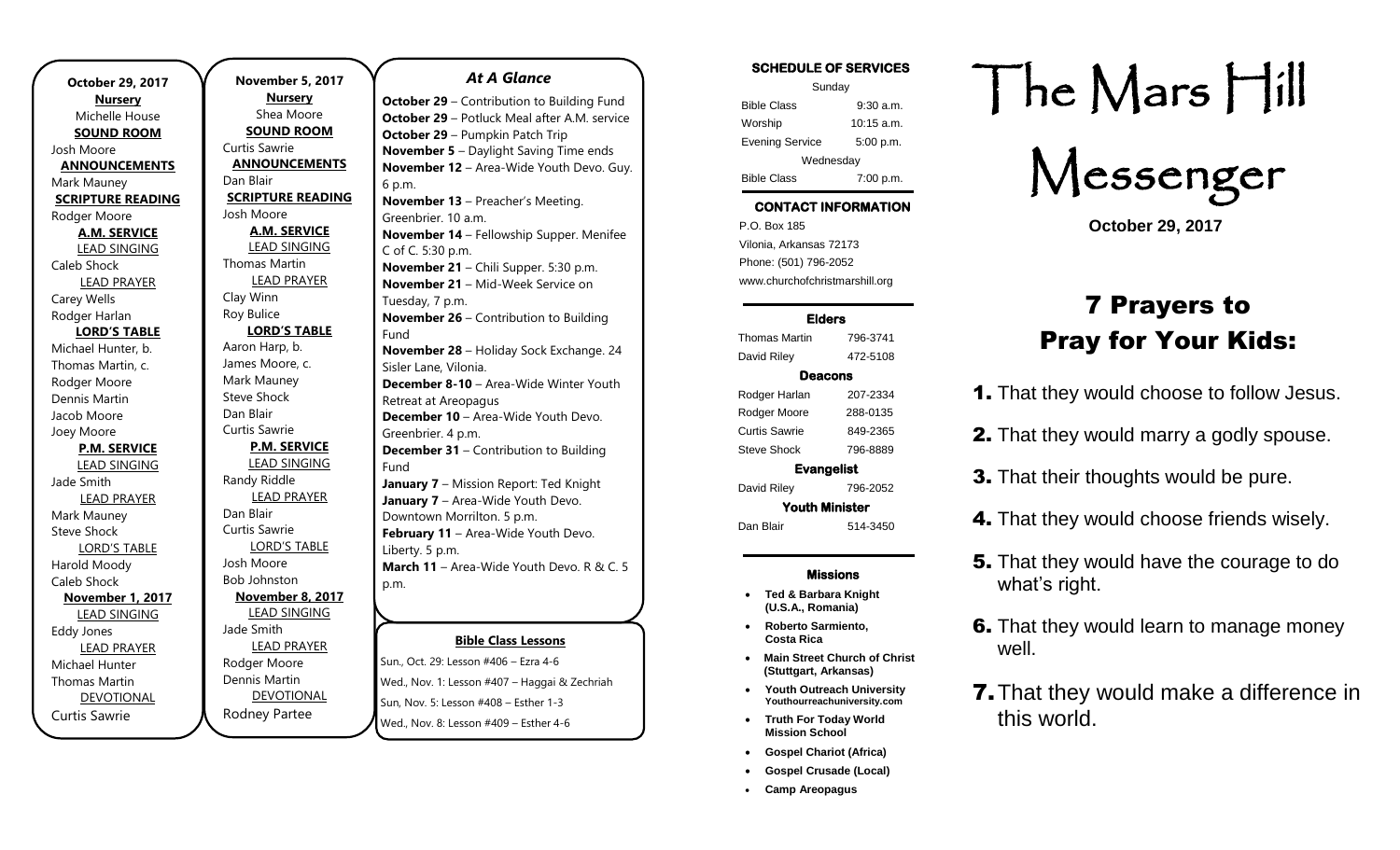**October 29, 2017**

**Nursery**
Michelle House

**SOUND ROOM**
Josh Moore

**ANNOUNCEMENTS**
Mark Mauney

**SCRIPTURE READING**
Rodger Moore

**A.M. SERVICE**

LEAD SINGING
Caleb Shock

LEAD PRAYER
Carey Wells
Rodger Harlan

**LORD'S TABLE**
Michael Hunter, b.
Thomas Martin, c.
Rodger Moore
Dennis Martin
Jacob Moore
Joey Moore

**P.M. SERVICE**

LEAD SINGING
Jade Smith

LEAD PRAYER
Mark Mauney
Steve Shock

LORD'S TABLE
Harold Moody
Caleb Shock

**November 1, 2017**

LEAD SINGING
Eddy Jones

LEAD PRAYER
Michael Hunter
Thomas Martin

DEVOTIONAL
Curtis Sawrie

**November 5, 2017**

**Nursery**
Shea Moore

**SOUND ROOM**
Curtis Sawrie

**ANNOUNCEMENTS**
Dan Blair

**SCRIPTURE READING**
Josh Moore

**A.M. SERVICE**

LEAD SINGING
Thomas Martin

LEAD PRAYER
Clay Winn
Roy Bulice

**LORD'S TABLE**
Aaron Harp, b.
James Moore, c.
Mark Mauney
Steve Shock
Dan Blair
Curtis Sawrie

**P.M. SERVICE**

LEAD SINGING
Randy Riddle

LEAD PRAYER
Dan Blair
Curtis Sawrie

LORD'S TABLE
Josh Moore
Bob Johnston

**November 8, 2017**

LEAD SINGING
Jade Smith

LEAD PRAYER
Rodger Moore
Dennis Martin

DEVOTIONAL
Rodney Partee

## *At A Glance*

**October 29** – Contribution to Building Fund
**October 29** – Potluck Meal after A.M. service
**October 29** – Pumpkin Patch Trip
**November 5** – Daylight Saving Time ends
**November 12** – Area-Wide Youth Devo. Guy. 6 p.m.
**November 13** – Preacher's Meeting. Greenbrier. 10 a.m.
**November 14** – Fellowship Supper. Menifee C of C. 5:30 p.m.
**November 21** – Chili Supper. 5:30 p.m.
**November 21** – Mid-Week Service on Tuesday, 7 p.m.
**November 26** – Contribution to Building Fund
**November 28** – Holiday Sock Exchange. 24 Sisler Lane, Vilonia.
**December 8-10** – Area-Wide Winter Youth Retreat at Areopagus
**December 10** – Area-Wide Youth Devo. Greenbrier. 4 p.m.
**December 31** – Contribution to Building Fund
**January 7** – Mission Report: Ted Knight
**January 7** – Area-Wide Youth Devo. Downtown Morrilton. 5 p.m.
**February 11** – Area-Wide Youth Devo. Liberty. 5 p.m.
**March 11** – Area-Wide Youth Devo. R & C. 5 p.m.

**Bible Class Lessons**

Sun., Oct. 29: Lesson #406 – Ezra 4-6
Wed., Nov. 1: Lesson #407 – Haggai & Zechriah
Sun, Nov. 5: Lesson #408 – Esther 1-3
Wed., Nov. 8: Lesson #409 – Esther 4-6

**SCHEDULE OF SERVICES**

| Sunday | |
|---|---|
| Bible Class | 9:30 a.m. |
| Worship | 10:15 a.m. |
| Evening Service | 5:00 p.m. |
| Wednesday | |
| Bible Class | 7:00 p.m. |

**CONTACT INFORMATION**

P.O. Box 185
Vilonia, Arkansas 72173
Phone: (501) 796-2052
www.churchofchristmarshill.org

**Elders**

| | |
|---|---|
| Thomas Martin | 796-3741 |
| David Riley | 472-5108 |

**Deacons**

| | |
|---|---|
| Rodger Harlan | 207-2334 |
| Rodger Moore | 288-0135 |
| Curtis Sawrie | 849-2365 |
| Steve Shock | 796-8889 |

**Evangelist**

| | |
|---|---|
| David Riley | 796-2052 |

**Youth Minister**

| | |
|---|---|
| Dan Blair | 514-3450 |

**Missions**

- **Ted & Barbara Knight (U.S.A., Romania)**
- **Roberto Sarmiento, Costa Rica**
- **Main Street Church of Christ (Stuttgart, Arkansas)**
- **Youth Outreach University** Youthourreachuniversity.com
- **Truth For Today World Mission School**
- **Gospel Chariot (Africa)**
- **Gospel Crusade (Local)**
- **Camp Areopagus**

# The Mars Hill Messenger

**October 29, 2017**

## 7 Prayers to Pray for Your Kids:

1. That they would choose to follow Jesus.
2. That they would marry a godly spouse.
3. That their thoughts would be pure.
4. That they would choose friends wisely.
5. That they would have the courage to do what's right.
6. That they would learn to manage money well.
7. That they would make a difference in this world.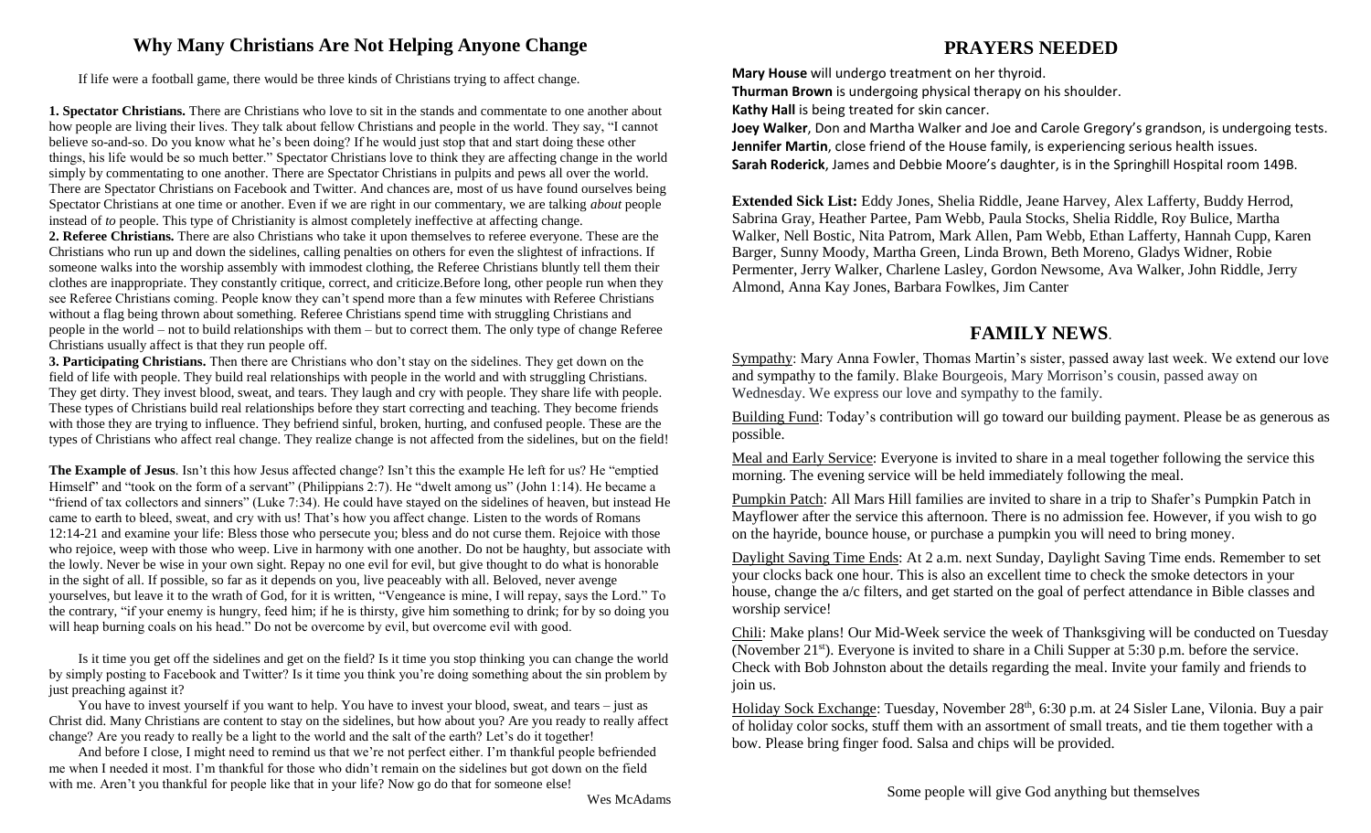## Why Many Christians Are Not Helping Anyone Change

If life were a football game, there would be three kinds of Christians trying to affect change.

**1. Spectator Christians.** There are Christians who love to sit in the stands and commentate to one another about how people are living their lives. They talk about fellow Christians and people in the world. They say, "I cannot believe so-and-so. Do you know what he's been doing? If he would just stop that and start doing these other things, his life would be so much better." Spectator Christians love to think they are affecting change in the world simply by commentating to one another. There are Spectator Christians in pulpits and pews all over the world. There are Spectator Christians on Facebook and Twitter. And chances are, most of us have found ourselves being Spectator Christians at one time or another. Even if we are right in our commentary, we are talking *about* people instead of *to* people. This type of Christianity is almost completely ineffective at affecting change.

**2. Referee Christians.** There are also Christians who take it upon themselves to referee everyone. These are the Christians who run up and down the sidelines, calling penalties on others for even the slightest of infractions. If someone walks into the worship assembly with immodest clothing, the Referee Christians bluntly tell them their clothes are inappropriate. They constantly critique, correct, and criticize.Before long, other people run when they see Referee Christians coming. People know they can't spend more than a few minutes with Referee Christians without a flag being thrown about something. Referee Christians spend time with struggling Christians and people in the world – not to build relationships with them – but to correct them. The only type of change Referee Christians usually affect is that they run people off.

**3. Participating Christians.** Then there are Christians who don't stay on the sidelines. They get down on the field of life with people. They build real relationships with people in the world and with struggling Christians. They get dirty. They invest blood, sweat, and tears. They laugh and cry with people. They share life with people. These types of Christians build real relationships before they start correcting and teaching. They become friends with those they are trying to influence. They befriend sinful, broken, hurting, and confused people. These are the types of Christians who affect real change. They realize change is not affected from the sidelines, but on the field!

**The Example of Jesus**. Isn't this how Jesus affected change? Isn't this the example He left for us? He "emptied Himself" and "took on the form of a servant" (Philippians 2:7). He "dwelt among us" (John 1:14). He became a "friend of tax collectors and sinners" (Luke 7:34). He could have stayed on the sidelines of heaven, but instead He came to earth to bleed, sweat, and cry with us! That's how you affect change. Listen to the words of Romans 12:14-21 and examine your life: Bless those who persecute you; bless and do not curse them. Rejoice with those who rejoice, weep with those who weep. Live in harmony with one another. Do not be haughty, but associate with the lowly. Never be wise in your own sight. Repay no one evil for evil, but give thought to do what is honorable in the sight of all. If possible, so far as it depends on you, live peaceably with all. Beloved, never avenge yourselves, but leave it to the wrath of God, for it is written, "Vengeance is mine, I will repay, says the Lord." To the contrary, "if your enemy is hungry, feed him; if he is thirsty, give him something to drink; for by so doing you will heap burning coals on his head." Do not be overcome by evil, but overcome evil with good.

Is it time you get off the sidelines and get on the field? Is it time you stop thinking you can change the world by simply posting to Facebook and Twitter? Is it time you think you're doing something about the sin problem by just preaching against it?

You have to invest yourself if you want to help. You have to invest your blood, sweat, and tears – just as Christ did. Many Christians are content to stay on the sidelines, but how about you? Are you ready to really affect change? Are you ready to really be a light to the world and the salt of the earth? Let's do it together!

And before I close, I might need to remind us that we're not perfect either. I'm thankful people befriended me when I needed it most. I'm thankful for those who didn't remain on the sidelines but got down on the field with me. Aren't you thankful for people like that in your life? Now go do that for someone else!

Wes McAdams

## PRAYERS NEEDED

**Mary House** will undergo treatment on her thyroid.
**Thurman Brown** is undergoing physical therapy on his shoulder.
**Kathy Hall** is being treated for skin cancer.
**Joey Walker**, Don and Martha Walker and Joe and Carole Gregory's grandson, is undergoing tests.
**Jennifer Martin**, close friend of the House family, is experiencing serious health issues.
**Sarah Roderick**, James and Debbie Moore's daughter, is in the Springhill Hospital room 149B.

**Extended Sick List:** Eddy Jones, Shelia Riddle, Jeane Harvey, Alex Lafferty, Buddy Herrod, Sabrina Gray, Heather Partee, Pam Webb, Paula Stocks, Shelia Riddle, Roy Bulice, Martha Walker, Nell Bostic, Nita Patrom, Mark Allen, Pam Webb, Ethan Lafferty, Hannah Cupp, Karen Barger, Sunny Moody, Martha Green, Linda Brown, Beth Moreno, Gladys Widner, Robie Permenter, Jerry Walker, Charlene Lasley, Gordon Newsome, Ava Walker, John Riddle, Jerry Almond, Anna Kay Jones, Barbara Fowlkes, Jim Canter

## FAMILY NEWS.

Sympathy: Mary Anna Fowler, Thomas Martin's sister, passed away last week. We extend our love and sympathy to the family. Blake Bourgeois, Mary Morrison's cousin, passed away on Wednesday. We express our love and sympathy to the family.

Building Fund: Today's contribution will go toward our building payment. Please be as generous as possible.

Meal and Early Service: Everyone is invited to share in a meal together following the service this morning. The evening service will be held immediately following the meal.

Pumpkin Patch: All Mars Hill families are invited to share in a trip to Shafer's Pumpkin Patch in Mayflower after the service this afternoon. There is no admission fee. However, if you wish to go on the hayride, bounce house, or purchase a pumpkin you will need to bring money.

Daylight Saving Time Ends: At 2 a.m. next Sunday, Daylight Saving Time ends. Remember to set your clocks back one hour. This is also an excellent time to check the smoke detectors in your house, change the a/c filters, and get started on the goal of perfect attendance in Bible classes and worship service!

Chili: Make plans! Our Mid-Week service the week of Thanksgiving will be conducted on Tuesday (November 21st). Everyone is invited to share in a Chili Supper at 5:30 p.m. before the service. Check with Bob Johnston about the details regarding the meal. Invite your family and friends to join us.

Holiday Sock Exchange: Tuesday, November 28th, 6:30 p.m. at 24 Sisler Lane, Vilonia. Buy a pair of holiday color socks, stuff them with an assortment of small treats, and tie them together with a bow. Please bring finger food. Salsa and chips will be provided.

Some people will give God anything but themselves